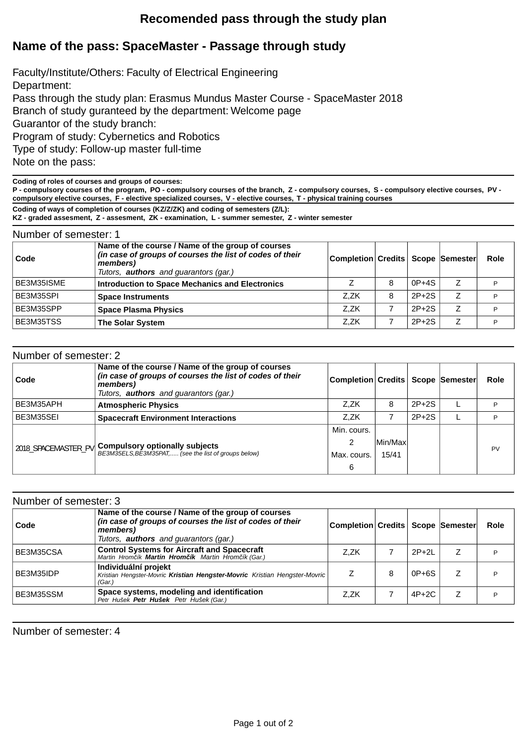# Recomended pass through the study plan

## Name of the pass: SpaceMaster - Passage through study

Faculty/Institute/Others: Faculty of Electrical Engineering
Department:
Pass through the study plan: Erasmus Mundus Master Course - SpaceMaster 2018
Branch of study guranteed by the department: Welcome page
Guarantor of the study branch:
Program of study: Cybernetics and Robotics
Type of study: Follow-up master full-time
Note on the pass:

**Coding of roles of courses and groups of courses:**
**P - compulsory courses of the program, PO - compulsory courses of the branch, Z - compulsory courses, S - compulsory elective courses, PV - compulsory elective courses, F - elective specialized courses, V - elective courses, T - physical training courses**

**Coding of ways of completion of courses (KZ/Z/ZK) and coding of semesters (Z/L):**
**KZ - graded assesment, Z - assesment, ZK - examination, L - summer semester, Z - winter semester**

Number of semester: 1

| Code | **Name of the course / Name of the group of courses** ***(in case of groups of courses the list of codes of their members)*** *Tutors, **authors** and guarantors (gar.)* | Completion | Credits | Scope | Semester | Role |
|---|---|---|---|---|---|---|
| BE3M35ISME | **Introduction to Space Mechanics and Electronics** | Z | 8 | 0P+4S | Z | P |
| BE3M35SPI | **Space Instruments** | Z,ZK | 8 | 2P+2S | Z | P |
| BE3M35SPP | **Space Plasma Physics** | Z,ZK | 7 | 2P+2S | Z | P |
| BE3M35TSS | **The Solar System** | Z,ZK | 7 | 2P+2S | Z | P |

Number of semester: 2

| Code | **Name of the course / Name of the group of courses** ***(in case of groups of courses the list of codes of their members)*** *Tutors, **authors** and guarantors (gar.)* | Completion | Credits | Scope | Semester | Role |
|---|---|---|---|---|---|---|
| BE3M35APH | **Atmospheric Physics** | Z,ZK | 8 | 2P+2S | L | P |
| BE3M35SEI | **Spacecraft Environment Interactions** | Z,ZK | 7 | 2P+2S | L | P |
| 2018_SPACEMASTER_PV | **Compulsory optionally subjects** *BE3M35ELS,BE3M35PAT,..... (see the list of groups below)* | Min. cours. 2 Max. cours. 6 | Min/Max 15/41 | | | PV |

Number of semester: 3

| Code | **Name of the course / Name of the group of courses** ***(in case of groups of courses the list of codes of their members)*** *Tutors, **authors** and guarantors (gar.)* | Completion | Credits | Scope | Semester | Role |
|---|---|---|---|---|---|---|
| BE3M35CSA | **Control Systems for Aircraft and Spacecraft** *Martin Hromčík **Martin Hromčík** Martin Hromčík (Gar.)* | Z,ZK | 7 | 2P+2L | Z | P |
| BE3M35IDP | **Individuální projekt** *Kristian Hengster-Movric **Kristian Hengster-Movric** Kristian Hengster-Movric (Gar.)* | Z | 8 | 0P+6S | Z | P |
| BE3M35SSM | **Space systems, modeling and identification** *Petr Hušek **Petr Hušek** Petr Hušek (Gar.)* | Z,ZK | 7 | 4P+2C | Z | P |

Number of semester: 4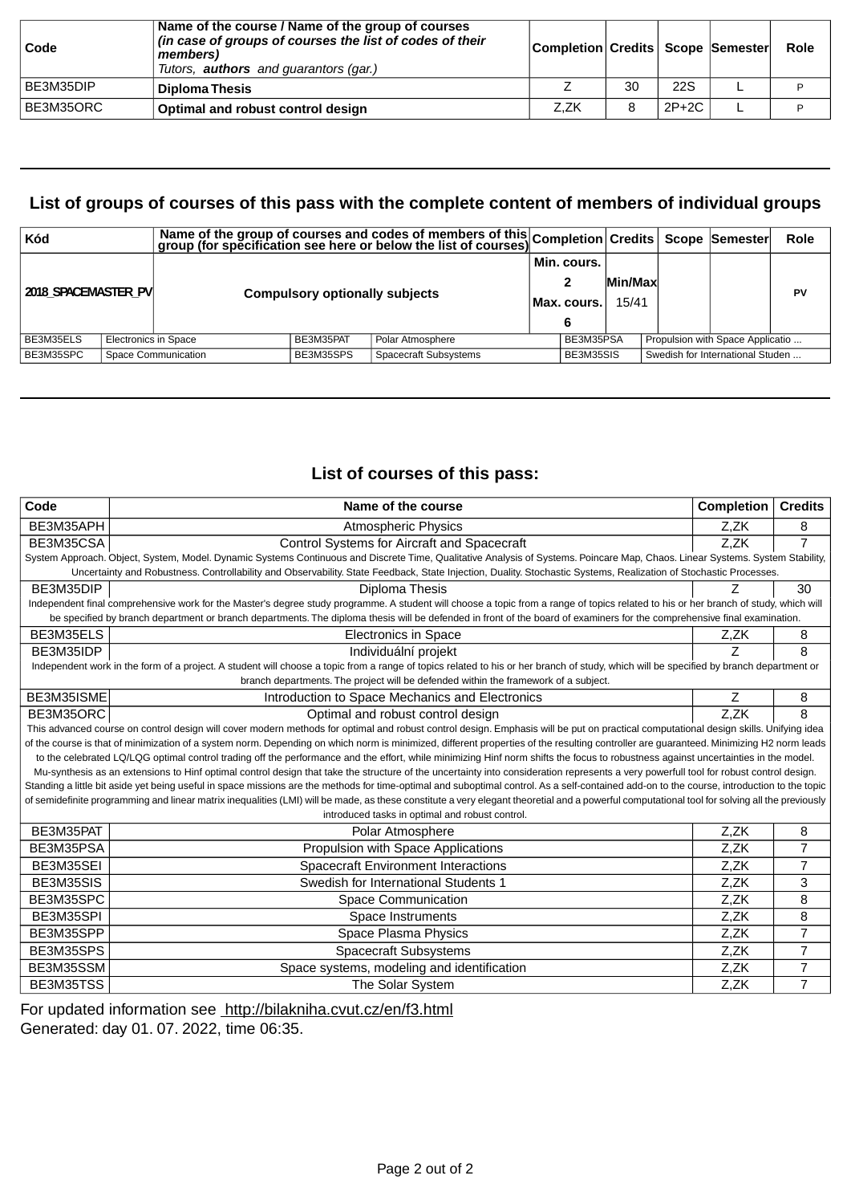| Code | Name of the course / Name of the group of courses *(in case of groups of courses the list of codes of their members)* *Tutors,* ***authors*** *and guarantors (gar.)* | Completion | Credits | Scope | Semester | Role |
|---|---|---|---|---|---|---|
| BE3M35DIP | **Diploma Thesis** | Z | 30 | 22S | L | P |
| BE3M35ORC | **Optimal and robust control design** | Z,ZK | 8 | 2P+2C | L | P |

## List of groups of courses of this pass with the complete content of members of individual groups

| Kód | Name of the group of courses and codes of members of this group (for specification see here or below the list of courses) | Completion | Credits | Scope | Semester | Role |
|---|---|---|---|---|---|---|
| 2018_SPACEMASTER_PV | Compulsory optionally subjects | Min. cours. 2 Max. cours. 6 | Min/Max 15/41 | | | PV |

| | | | | | |
|---|---|---|---|---|---|
| BE3M35ELS | Electronics in Space | BE3M35PAT | Polar Atmosphere | BE3M35PSA | Propulsion with Space Applicatio ... |
| BE3M35SPC | Space Communication | BE3M35SPS | Spacecraft Subsystems | BE3M35SIS | Swedish for International Studen ... |

## List of courses of this pass:

| Code | Name of the course | Completion | Credits |
|---|---|---|---|
| BE3M35APH | Atmospheric Physics | Z,ZK | 8 |
| BE3M35CSA | Control Systems for Aircraft and Spacecraft | Z,ZK | 7 |
| System Approach. Object, System, Model. Dynamic Systems Continuous and Discrete Time, Qualitative Analysis of Systems. Poincare Map, Chaos. Linear Systems. System Stability, Uncertainty and Robustness. Controllability and Observability. State Feedback, State Injection, Duality. Stochastic Systems, Realization of Stochastic Processes. | | | |
| BE3M35DIP | Diploma Thesis | Z | 30 |
| Independent final comprehensive work for the Master's degree study programme. A student will choose a topic from a range of topics related to his or her branch of study, which will be specified by branch department or branch departments. The diploma thesis will be defended in front of the board of examiners for the comprehensive final examination. | | | |
| BE3M35ELS | Electronics in Space | Z,ZK | 8 |
| BE3M35IDP | Individuální projekt | Z | 8 |
| Independent work in the form of a project. A student will choose a topic from a range of topics related to his or her branch of study, which will be specified by branch department or branch departments. The project will be defended within the framework of a subject. | | | |
| BE3M35ISME | Introduction to Space Mechanics and Electronics | Z | 8 |
| BE3M35ORC | Optimal and robust control design | Z,ZK | 8 |
| This advanced course on control design will cover modern methods for optimal and robust control design. Emphasis will be put on practical computational design skills. Unifying idea of the course is that of minimization of a system norm. Depending on which norm is minimized, different properties of the resulting controller are guaranteed. Minimizing H2 norm leads to the celebrated LQ/LQG optimal control trading off the performance and the effort, while minimizing Hinf norm shifts the focus to robustness against uncertainties in the model. Mu-synthesis as an extensions to Hinf optimal control design that take the structure of the uncertainty into consideration represents a very powerfull tool for robust control design. Standing a little bit aside yet being useful in space missions are the methods for time-optimal and suboptimal control. As a self-contained add-on to the course, introduction to the topic of semidefinite programming and linear matrix inequalities (LMI) will be made, as these constitute a very elegant theoretial and a powerful computational tool for solving all the previously introduced tasks in optimal and robust control. | | | |
| BE3M35PAT | Polar Atmosphere | Z,ZK | 8 |
| BE3M35PSA | Propulsion with Space Applications | Z,ZK | 7 |
| BE3M35SEI | Spacecraft Environment Interactions | Z,ZK | 7 |
| BE3M35SIS | Swedish for International Students 1 | Z,ZK | 3 |
| BE3M35SPC | Space Communication | Z,ZK | 8 |
| BE3M35SPI | Space Instruments | Z,ZK | 8 |
| BE3M35SPP | Space Plasma Physics | Z,ZK | 7 |
| BE3M35SPS | Spacecraft Subsystems | Z,ZK | 7 |
| BE3M35SSM | Space systems, modeling and identification | Z,ZK | 7 |
| BE3M35TSS | The Solar System | Z,ZK | 7 |

For updated information see http://bilakniha.cvut.cz/en/f3.html
Generated: day 01. 07. 2022, time 06:35.